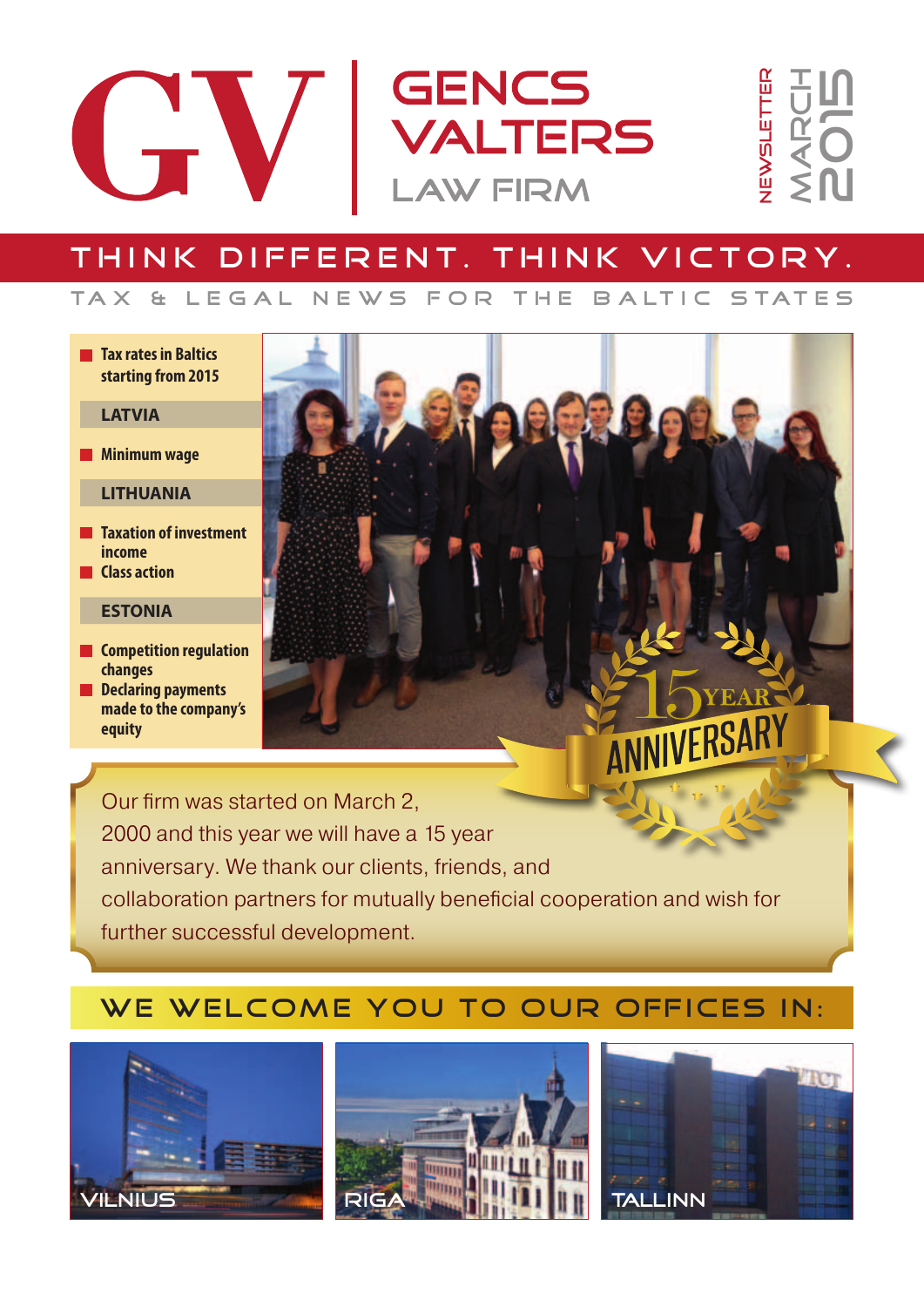# GV | GENCS VALTERS LAW FIRM

NEWSLETTER MARCH 2015

## THINK DIFFERENT. THINK VICTORY.

TAX & LEGAL NEWS FOR THE BALTIC STATES

- **Tax rates in Baltics starting from 2015**

**LATVIA**

- **Minimum wage**

**LITHUANIA**

- **Taxation of investment income**
- **Class action**

**ESTONIA**

- **Competition regulation changes**
- **Declaring payments made to the company's equity**

15 YEAR ANNIVERSARY

Our firm was started on March 2, 2000 and this year we will have a 15 year anniversary. We thank our clients, friends, and collaboration partners for mutually beneficial cooperation and wish for further successful development.

## WE WELCOME YOU TO OUR OFFICES IN:

VILNIUS

RIGA

TALLINN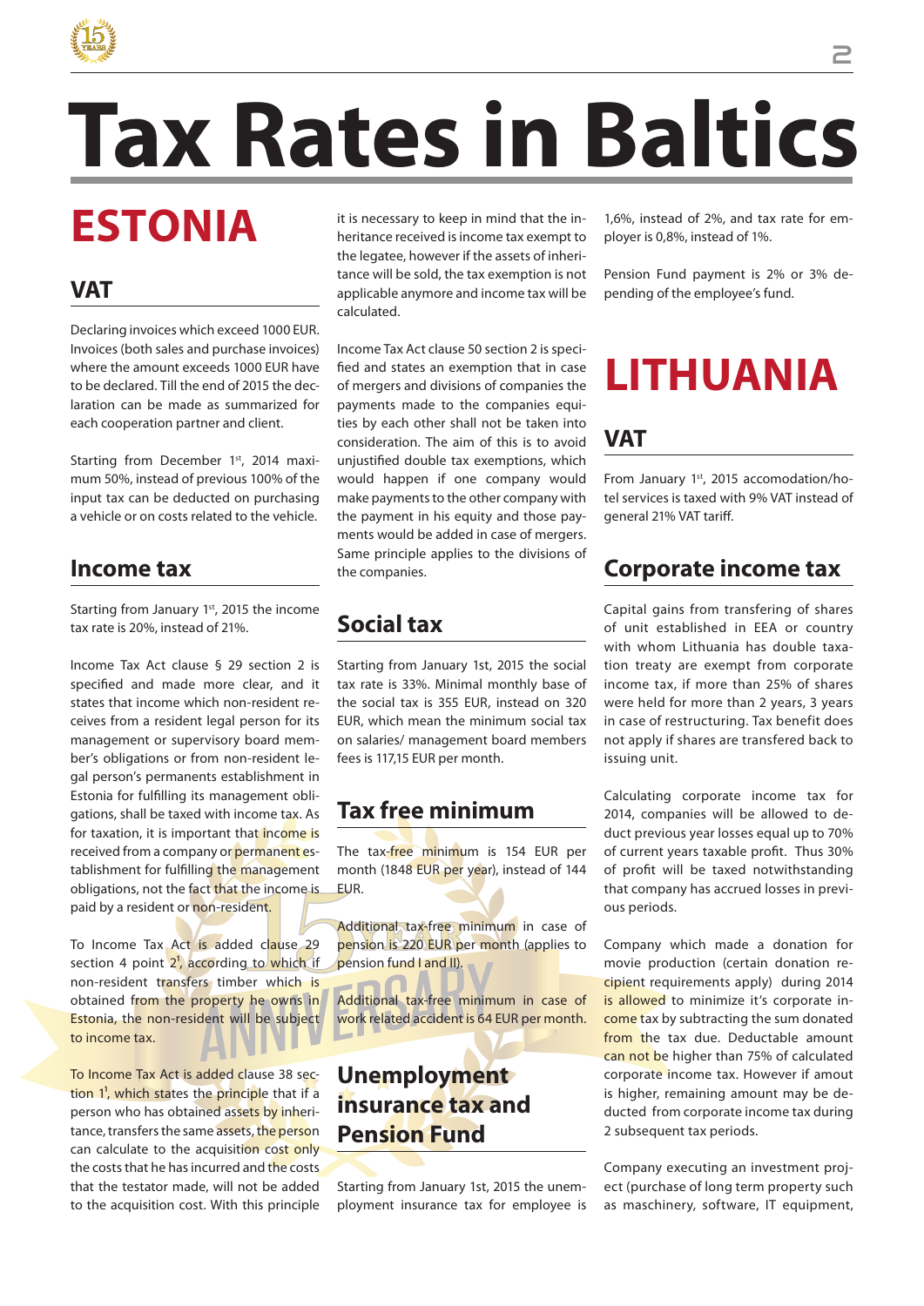# Tax Rates in Baltics

## ESTONIA

### VAT

Declaring invoices which exceed 1000 EUR. Invoices (both sales and purchase invoices) where the amount exceeds 1000 EUR have to be declared. Till the end of 2015 the declaration can be made as summarized for each cooperation partner and client.

Starting from December 1st, 2014 maximum 50%, instead of previous 100% of the input tax can be deducted on purchasing a vehicle or on costs related to the vehicle.

### Income tax

Starting from January 1st, 2015 the income tax rate is 20%, instead of 21%.

Income Tax Act clause § 29 section 2 is specified and made more clear, and it states that income which non-resident receives from a resident legal person for its management or supervisory board member's obligations or from non-resident legal person's permanents establishment in Estonia for fulfilling its management obligations, shall be taxed with income tax. As for taxation, it is important that income is received from a company or permanent establishment for fulfilling the management obligations, not the fact that the income is paid by a resident or non-resident.

To Income Tax Act is added clause 29 section 4 point 2[1], according to which if non-resident transfers timber which is obtained from the property he owns in Estonia, the non-resident will be subject to income tax.

To Income Tax Act is added clause 38 section 1[1], which states the principle that if a person who has obtained assets by inheritance, transfers the same assets, the person can calculate to the acquisition cost only the costs that he has incurred and the costs that the testator made, will not be added to the acquisition cost. With this principle it is necessary to keep in mind that the inheritance received is income tax exempt to the legatee, however if the assets of inheritance will be sold, the tax exemption is not applicable anymore and income tax will be calculated.

Income Tax Act clause 50 section 2 is specified and states an exemption that in case of mergers and divisions of companies the payments made to the companies equities by each other shall not be taken into consideration. The aim of this is to avoid unjustified double tax exemptions, which would happen if one company would make payments to the other company with the payment in his equity and those payments would be added in case of mergers. Same principle applies to the divisions of the companies.

### Social tax

Starting from January 1st, 2015 the social tax rate is 33%. Minimal monthly base of the social tax is 355 EUR, instead on 320 EUR, which mean the minimum social tax on salaries/ management board members fees is 117,15 EUR per month.

### Tax free minimum

The tax-free minimum is 154 EUR per month (1848 EUR per year), instead of 144 EUR.

Additional tax-free minimum in case of pension is 220 EUR per month (applies to pension fund I and II).

Additional tax-free minimum in case of work related accident is 64 EUR per month.

### Unemployment insurance tax and Pension Fund

Starting from January 1st, 2015 the unemployment insurance tax for employee is 1,6%, instead of 2%, and tax rate for employer is 0,8%, instead of 1%.

Pension Fund payment is 2% or 3% depending of the employee's fund.

## LITHUANIA

### VAT

From January 1st, 2015 accomodation/hotel services is taxed with 9% VAT instead of general 21% VAT tariff.

### Corporate income tax

Capital gains from transfering of shares of unit established in EEA or country with whom Lithuania has double taxation treaty are exempt from corporate income tax, if more than 25% of shares were held for more than 2 years, 3 years in case of restructuring. Tax benefit does not apply if shares are transfered back to issuing unit.

Calculating corporate income tax for 2014, companies will be allowed to deduct previous year losses equal up to 70% of current years taxable profit. Thus 30% of profit will be taxed notwithstanding that company has accrued losses in previous periods.

Company which made a donation for movie production (certain donation recipient requirements apply) during 2014 is allowed to minimize it's corporate income tax by subtracting the sum donated from the tax due. Deductable amount can not be higher than 75% of calculated corporate income tax. However if amout is higher, remaining amount may be deducted from corporate income tax during 2 subsequent tax periods.

Company executing an investment project (purchase of long term property such as maschinery, software, IT equipment,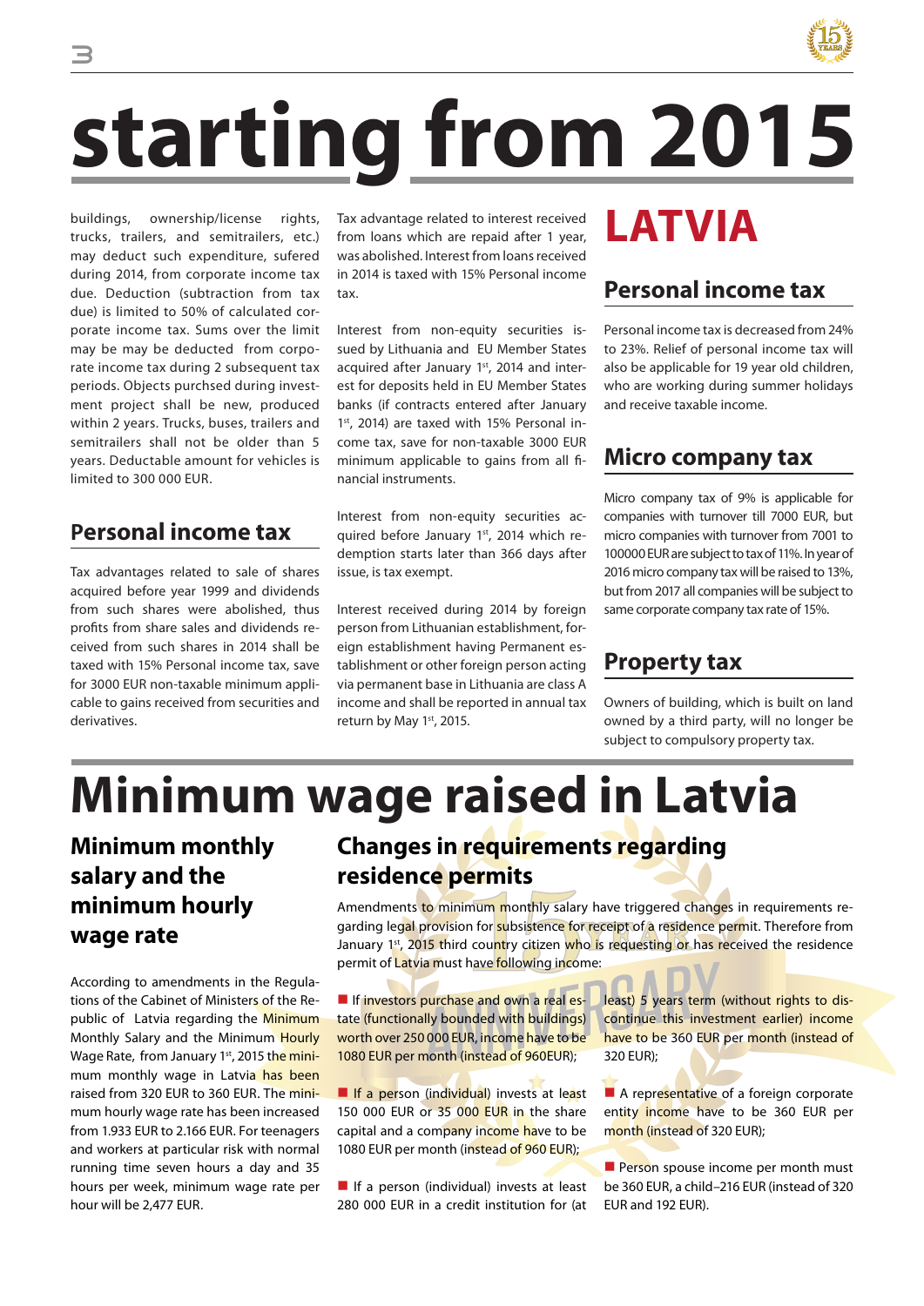# starting from 2015

buildings, ownership/license rights, trucks, trailers, and semitrailers, etc.) may deduct such expenditure, sufered during 2014, from corporate income tax due. Deduction (subtraction from tax due) is limited to 50% of calculated corporate income tax. Sums over the limit may be deducted from corporate income tax during 2 subsequent tax periods. Objects purchsed during investment project shall be new, produced within 2 years. Trucks, buses, trailers and semitrailers shall not be older than 5 years. Deductable amount for vehicles is limited to 300 000 EUR.

## Personal income tax

Tax advantages related to sale of shares acquired before year 1999 and dividends from such shares were abolished, thus profits from share sales and dividends received from such shares in 2014 shall be taxed with 15% Personal income tax, save for 3000 EUR non-taxable minimum applicable to gains received from securities and derivatives.

Tax advantage related to interest received from loans which are repaid after 1 year, was abolished. Interest from loans received in 2014 is taxed with 15% Personal income tax.

Interest from non-equity securities issued by Lithuania and EU Member States acquired after January 1st, 2014 and interest for deposits held in EU Member States banks (if contracts entered after January 1st, 2014) are taxed with 15% Personal income tax, save for non-taxable 3000 EUR minimum applicable to gains from all financial instruments.

Interest from non-equity securities acquired before January 1st, 2014 which redemption starts later than 366 days after issue, is tax exempt.

Interest received during 2014 by foreign person from Lithuanian establishment, foreign establishment having Permanent establishment or other foreign person acting via permanent base in Lithuania are class A income and shall be reported in annual tax return by May 1st, 2015.

# LATVIA

## Personal income tax

Personal income tax is decreased from 24% to 23%. Relief of personal income tax will also be applicable for 19 year old children, who are working during summer holidays and receive taxable income.

## Micro company tax

Micro company tax of 9% is applicable for companies with turnover till 7000 EUR, but micro companies with turnover from 7001 to 100000 EUR are subject to tax of 11%. In year of 2016 micro company tax will be raised to 13%, but from 2017 all companies will be subject to same corporate company tax rate of 15%.

## Property tax

Owners of building, which is built on land owned by a third party, will no longer be subject to compulsory property tax.

# Minimum wage raised in Latvia

## Minimum monthly salary and the minimum hourly wage rate

According to amendments in the Regulations of the Cabinet of Ministers of the Republic of Latvia regarding the Minimum Monthly Salary and the Minimum Hourly Wage Rate, from January 1st, 2015 the minimum monthly wage in Latvia has been raised from 320 EUR to 360 EUR. The minimum hourly wage rate has been increased from 1.933 EUR to 2.166 EUR. For teenagers and workers at particular risk with normal running time seven hours a day and 35 hours per week, minimum wage rate per hour will be 2,477 EUR.

## Changes in requirements regarding residence permits

Amendments to minimum monthly salary have triggered changes in requirements regarding legal provision for subsistence for receipt of a residence permit. Therefore from January 1st, 2015 third country citizen who is requesting or has received the residence permit of Latvia must have following income:

- If investors purchase and own a real estate (functionally bounded with buildings) worth over 250 000 EUR, income have to be 1080 EUR per month (instead of 960EUR);
- If a person (individual) invests at least 150 000 EUR or 35 000 EUR in the share capital and a company income have to be 1080 EUR per month (instead of 960 EUR);
- If a person (individual) invests at least 280 000 EUR in a credit institution for (at least) 5 years term (without rights to discontinue this investment earlier) income have to be 360 EUR per month (instead of 320 EUR);
- A representative of a foreign corporate entity income have to be 360 EUR per month (instead of 320 EUR);
- Person spouse income per month must be 360 EUR, a child–216 EUR (instead of 320 EUR and 192 EUR).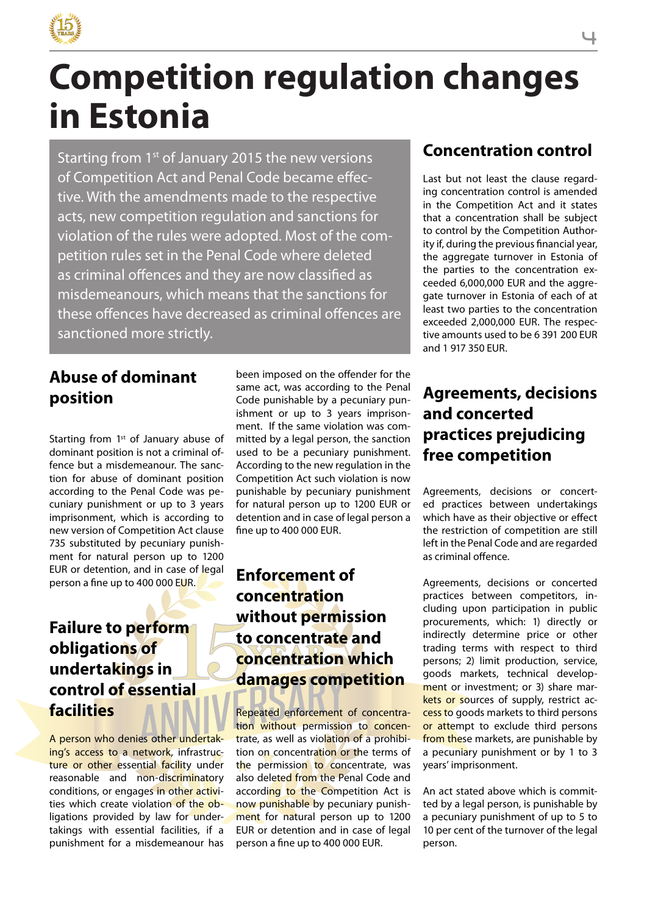# Competition regulation changes in Estonia

Starting from 1st of January 2015 the new versions of Competition Act and Penal Code became effective. With the amendments made to the respective acts, new competition regulation and sanctions for violation of the rules were adopted. Most of the competition rules set in the Penal Code where deleted as criminal offences and they are now classified as misdemeanours, which means that the sanctions for these offences have decreased as criminal offences are sanctioned more strictly.

## Abuse of dominant position

Starting from 1st of January abuse of dominant position is not a criminal offence but a misdemeanour. The sanction for abuse of dominant position according to the Penal Code was pecuniary punishment or up to 3 years imprisonment, which is according to new version of Competition Act clause 735 substituted by pecuniary punishment for natural person up to 1200 EUR or detention, and in case of legal person a fine up to 400 000 EUR.

## Failure to perform obligations of undertakings in control of essential facilities

A person who denies other undertaking's access to a network, infrastructure or other essential facility under reasonable and non-discriminatory conditions, or engages in other activities which create violation of the obligations provided by law for undertakings with essential facilities, if a punishment for a misdemeanour has been imposed on the offender for the same act, was according to the Penal Code punishable by a pecuniary punishment or up to 3 years imprisonment. If the same violation was committed by a legal person, the sanction used to be a pecuniary punishment. According to the new regulation in the Competition Act such violation is now punishable by pecuniary punishment for natural person up to 1200 EUR or detention and in case of legal person a fine up to 400 000 EUR.

## Enforcement of concentration without permission to concentrate and concentration which damages competition

Repeated enforcement of concentration without permission to concentrate, as well as violation of a prohibition on concentration or the terms of the permission to concentrate, was also deleted from the Penal Code and according to the Competition Act is now punishable by pecuniary punishment for natural person up to 1200 EUR or detention and in case of legal person a fine up to 400 000 EUR.

## Concentration control

Last but not least the clause regarding concentration control is amended in the Competition Act and it states that a concentration shall be subject to control by the Competition Authority if, during the previous financial year, the aggregate turnover in Estonia of the parties to the concentration exceeded 6,000,000 EUR and the aggregate turnover in Estonia of each of at least two parties to the concentration exceeded 2,000,000 EUR. The respective amounts used to be 6 391 200 EUR and 1 917 350 EUR.

## Agreements, decisions and concerted practices prejudicing free competition

Agreements, decisions or concerted practices between undertakings which have as their objective or effect the restriction of competition are still left in the Penal Code and are regarded as criminal offence.

Agreements, decisions or concerted practices between competitors, including upon participation in public procurements, which: 1) directly or indirectly determine price or other trading terms with respect to third persons; 2) limit production, service, goods markets, technical development or investment; or 3) share markets or sources of supply, restrict access to goods markets to third persons or attempt to exclude third persons from these markets, are punishable by a pecuniary punishment or by 1 to 3 years' imprisonment.

An act stated above which is committed by a legal person, is punishable by a pecuniary punishment of up to 5 to 10 per cent of the turnover of the legal person.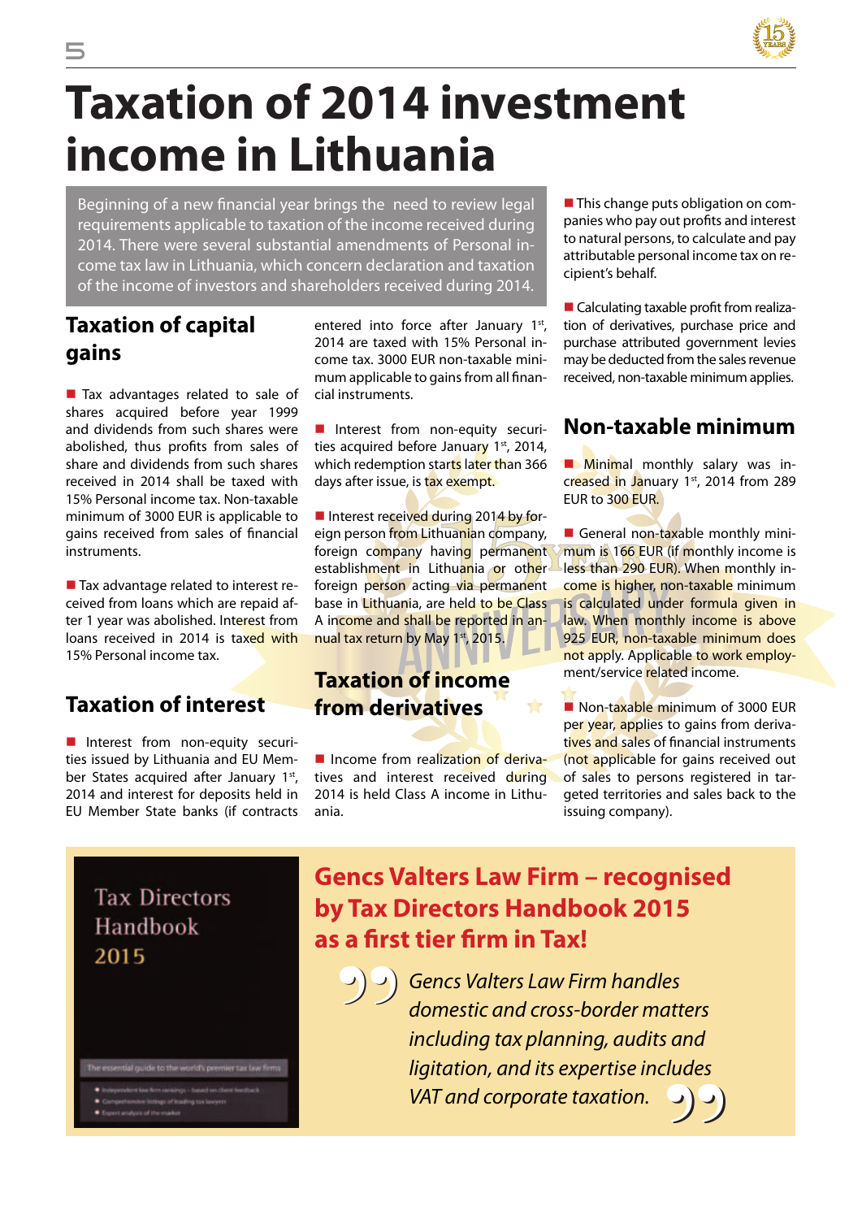# Taxation of 2014 investment income in Lithuania

Beginning of a new financial year brings the need to review legal requirements applicable to taxation of the income received during 2014. There were several substantial amendments of Personal income tax law in Lithuania, which concern declaration and taxation of the income of investors and shareholders received during 2014.

## Taxation of capital gains

- Tax advantages related to sale of shares acquired before year 1999 and dividends from such shares were abolished, thus profits from sales of share and dividends from such shares received in 2014 shall be taxed with 15% Personal income tax. Non-taxable minimum of 3000 EUR is applicable to gains received from sales of financial instruments.

- Tax advantage related to interest received from loans which are repaid after 1 year was abolished. Interest from loans received in 2014 is taxed with 15% Personal income tax.

## Taxation of interest

- Interest from non-equity securities issued by Lithuania and EU Member States acquired after January 1st, 2014 and interest for deposits held in EU Member State banks (if contracts entered into force after January 1st, 2014 are taxed with 15% Personal income tax. 3000 EUR non-taxable minimum applicable to gains from all financial instruments.

- Interest from non-equity securities acquired before January 1st, 2014, which redemption starts later than 366 days after issue, is tax exempt.

- Interest received during 2014 by foreign person from Lithuanian company, foreign company having permanent establishment in Lithuania or other foreign person acting via permanent base in Lithuania, are held to be Class A income and shall be reported in annual tax return by May 1st, 2015.

## Taxation of income from derivatives

- Income from realization of derivatives and interest received during 2014 is held Class A income in Lithuania.

- This change puts obligation on companies who pay out profits and interest to natural persons, to calculate and pay attributable personal income tax on recipient's behalf.

- Calculating taxable profit from realization of derivatives, purchase price and purchase attributed government levies may be deducted from the sales revenue received, non-taxable minimum applies.

## Non-taxable minimum

- Minimal monthly salary was increased in January 1st, 2014 from 289 EUR to 300 EUR.

- General non-taxable monthly minimum is 166 EUR (if monthly income is less than 290 EUR). When monthly income is higher, non-taxable minimum is calculated under formula given in law. When monthly income is above 925 EUR, non-taxable minimum does not apply. Applicable to work employment/service related income.

- Non-taxable minimum of 3000 EUR per year, applies to gains from derivatives and sales of financial instruments (not applicable for gains received out of sales to persons registered in targeted territories and sales back to the issuing company).

---

Tax Directors Handbook 2015

## Gencs Valters Law Firm – recognised by Tax Directors Handbook 2015 as a first tier firm in Tax!

> *Gencs Valters Law Firm handles domestic and cross-border matters including tax planning, audits and ligitation, and its expertise includes VAT and corporate taxation.*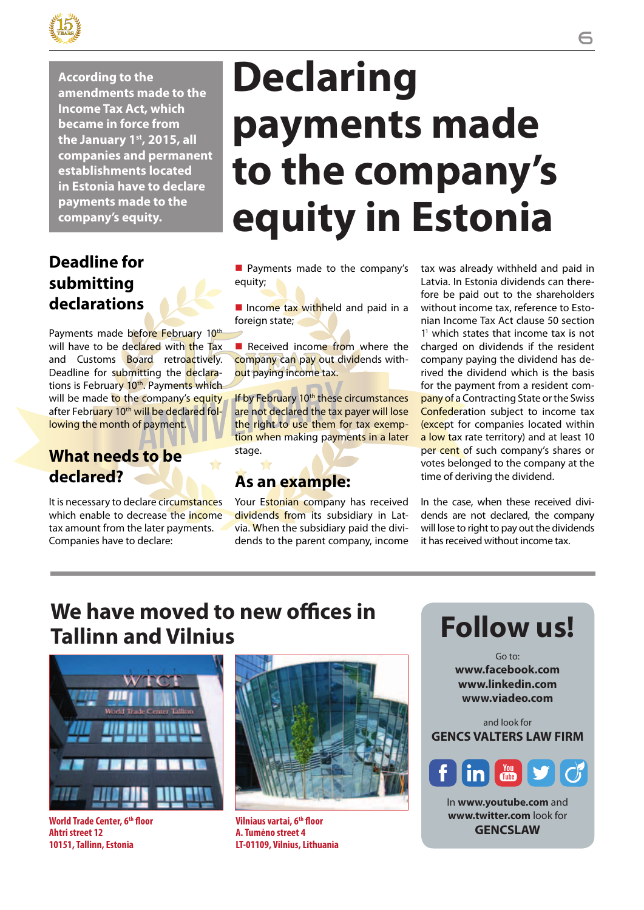# Declaring payments made to the company's equity in Estonia

**According to the amendments made to the Income Tax Act, which became in force from the January 1st, 2015, all companies and permanent establishments located in Estonia have to declare payments made to the company's equity.**

## Deadline for submitting declarations

Payments made before February 10th will have to be declared with the Tax and Customs Board retroactively. Deadline for submitting the declarations is February 10th. Payments which will be made to the company's equity after February 10th will be declared following the month of payment.

## What needs to be declared?

It is necessary to declare circumstances which enable to decrease the income tax amount from the later payments. Companies have to declare:

- Payments made to the company's equity;
- Income tax withheld and paid in a foreign state;
- Received income from where the company can pay out dividends without paying income tax.

If by February 10th these circumstances are not declared the tax payer will lose the right to use them for tax exemption when making payments in a later stage.

## As an example:

Your Estonian company has received dividends from its subsidiary in Latvia. When the subsidiary paid the dividends to the parent company, income tax was already withheld and paid in Latvia. In Estonia dividends can therefore be paid out to the shareholders without income tax, reference to Estonian Income Tax Act clause 50 section 1[1] which states that income tax is not charged on dividends if the resident company paying the dividend has derived the dividend which is the basis for the payment from a resident company of a Contracting State or the Swiss Confederation subject to income tax (except for companies located within a low tax rate territory) and at least 10 per cent of such company's shares or votes belonged to the company at the time of deriving the dividend.

In the case, when these received dividends are not declared, the company will lose to right to pay out the dividends it has received without income tax.

## We have moved to new offices in Tallinn and Vilnius

**World Trade Center, 6th floor**
**Ahtri street 12**
**10151, Tallinn, Estonia**

**Vilniaus vartai, 6th floor**
**A. Tumėno street 4**
**LT-01109, Vilnius, Lithuania**

## Follow us!

Go to:
**www.facebook.com**
**www.linkedin.com**
**www.viadeo.com**

and look for
**GENCS VALTERS LAW FIRM**

In **www.youtube.com** and **www.twitter.com** look for
**GENCSLAW**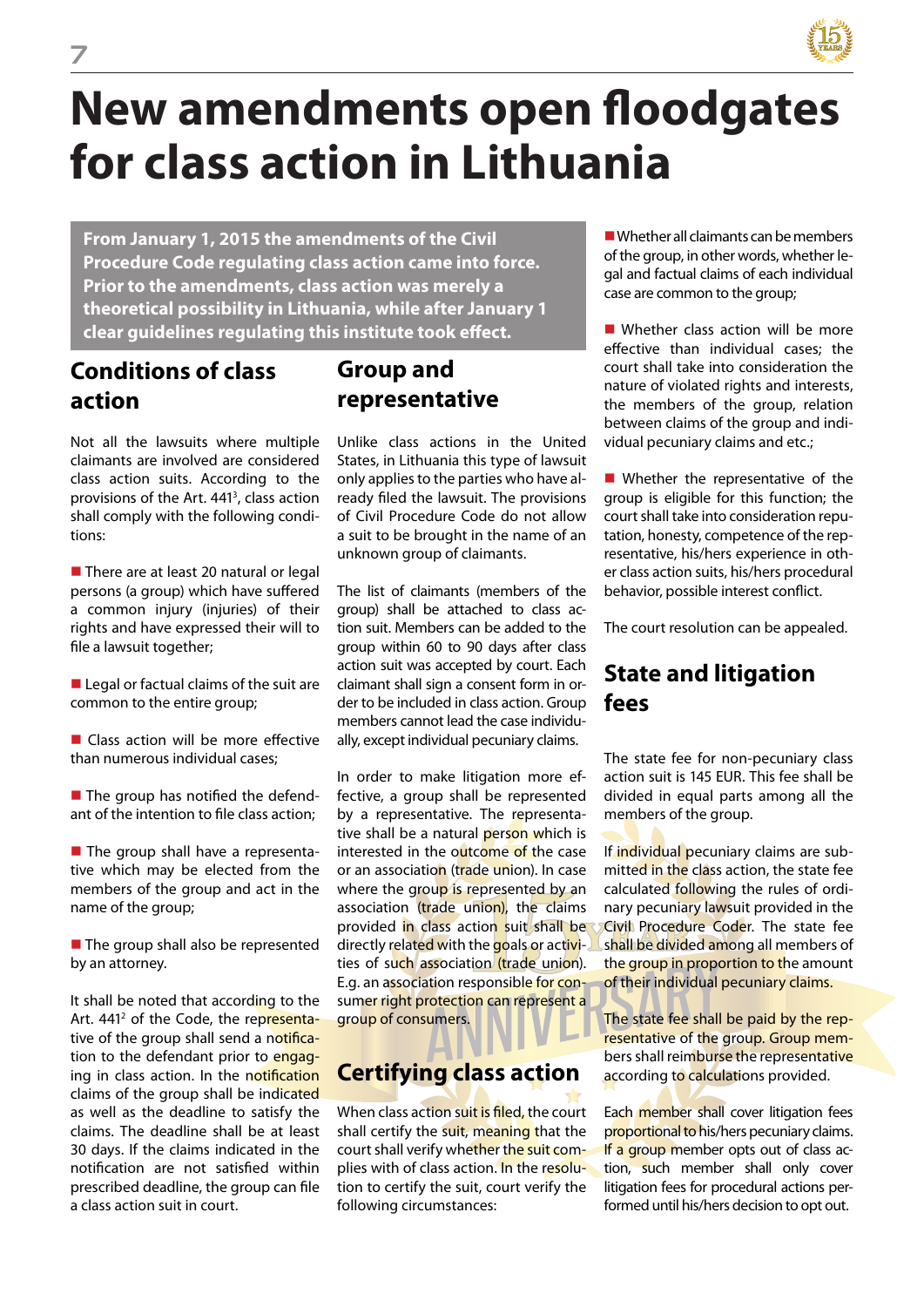# New amendments open floodgates for class action in Lithuania

**From January 1, 2015 the amendments of the Civil Procedure Code regulating class action came into force. Prior to the amendments, class action was merely a theoretical possibility in Lithuania, while after January 1 clear guidelines regulating this institute took effect.**

## Conditions of class action

Not all the lawsuits where multiple claimants are involved are considered class action suits. According to the provisions of the Art. 441[3], class action shall comply with the following conditions:

- There are at least 20 natural or legal persons (a group) which have suffered a common injury (injuries) of their rights and have expressed their will to file a lawsuit together;
- Legal or factual claims of the suit are common to the entire group;
- Class action will be more effective than numerous individual cases;
- The group has notified the defendant of the intention to file class action;
- The group shall have a representative which may be elected from the members of the group and act in the name of the group;
- The group shall also be represented by an attorney.

It shall be noted that according to the Art. 441[2] of the Code, the representative of the group shall send a notification to the defendant prior to engaging in class action. In the notification claims of the group shall be indicated as well as the deadline to satisfy the claims. The deadline shall be at least 30 days. If the claims indicated in the notification are not satisfied within prescribed deadline, the group can file a class action suit in court.

## Group and representative

Unlike class actions in the United States, in Lithuania this type of lawsuit only applies to the parties who have already filed the lawsuit. The provisions of Civil Procedure Code do not allow a suit to be brought in the name of an unknown group of claimants.

The list of claimants (members of the group) shall be attached to class action suit. Members can be added to the group within 60 to 90 days after class action suit was accepted by court. Each claimant shall sign a consent form in order to be included in class action. Group members cannot lead the case individually, except individual pecuniary claims.

In order to make litigation more effective, a group shall be represented by a representative. The representative shall be a natural person which is interested in the outcome of the case or an association (trade union). In case where the group is represented by an association (trade union), the claims provided in class action suit shall be directly related with the goals or activities of such association (trade union). E.g. an association responsible for consumer right protection can represent a group of consumers.

## Certifying class action

When class action suit is filed, the court shall certify the suit, meaning that the court shall verify whether the suit complies with of class action. In the resolution to certify the suit, court verify the following circumstances:

- Whether all claimants can be members of the group, in other words, whether legal and factual claims of each individual case are common to the group;
- Whether class action will be more effective than individual cases; the court shall take into consideration the nature of violated rights and interests, the members of the group, relation between claims of the group and individual pecuniary claims and etc.;
- Whether the representative of the group is eligible for this function; the court shall take into consideration reputation, honesty, competence of the representative, his/hers experience in other class action suits, his/hers procedural behavior, possible interest conflict.

The court resolution can be appealed.

## State and litigation fees

The state fee for non-pecuniary class action suit is 145 EUR. This fee shall be divided in equal parts among all the members of the group.

If individual pecuniary claims are submitted in the class action, the state fee calculated following the rules of ordinary pecuniary lawsuit provided in the Civil Procedure Coder. The state fee shall be divided among all members of the group in proportion to the amount of their individual pecuniary claims.

The state fee shall be paid by the representative of the group. Group members shall reimburse the representative according to calculations provided.

Each member shall cover litigation fees proportional to his/hers pecuniary claims. If a group member opts out of class action, such member shall only cover litigation fees for procedural actions performed until his/hers decision to opt out.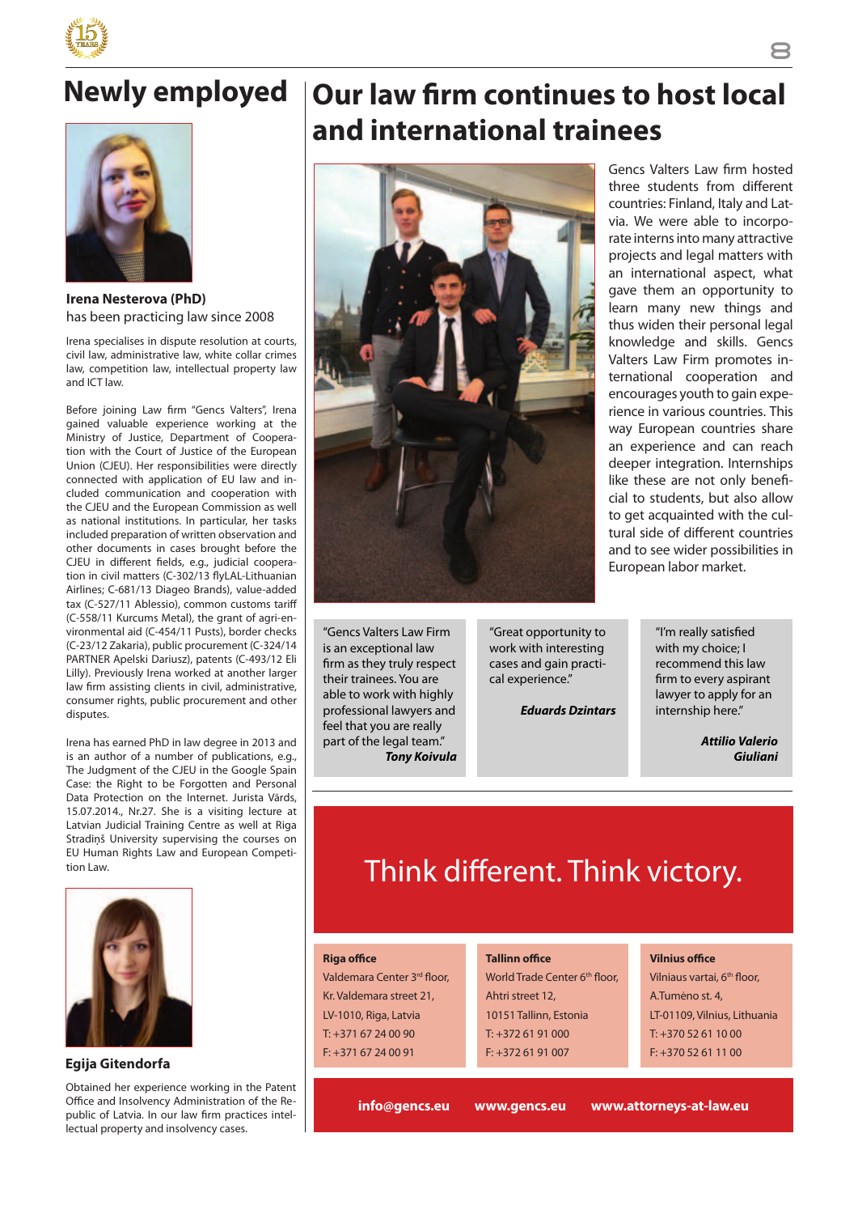# Newly employed

**Irena Nesterova (PhD)**
has been practicing law since 2008

Irena specialises in dispute resolution at courts, civil law, administrative law, white collar crimes law, competition law, intellectual property law and ICT law.

Before joining Law firm "Gencs Valters", Irena gained valuable experience working at the Ministry of Justice, Department of Cooperation with the Court of Justice of the European Union (CJEU). Her responsibilities were directly connected with application of EU law and included communication and cooperation with the CJEU and the European Commission as well as national institutions. In particular, her tasks included preparation of written observation and other documents in cases brought before the CJEU in different fields, e.g., judicial cooperation in civil matters (C-302/13 flyLAL-Lithuanian Airlines; C-681/13 Diageo Brands), value-added tax (C-527/11 Ablessio), common customs tariff (C-558/11 Kurcums Metal), the grant of agri-environmental aid (C-454/11 Pusts), border checks (C-23/12 Zakaria), public procurement (C-324/14 PARTNER Apelski Dariusz), patents (C-493/12 Eli Lilly). Previously Irena worked at another larger law firm assisting clients in civil, administrative, consumer rights, public procurement and other disputes.

Irena has earned PhD in law degree in 2013 and is an author of a number of publications, e.g., The Judgment of the CJEU in the Google Spain Case: the Right to be Forgotten and Personal Data Protection on the Internet. Jurista Vārds, 15.07.2014., Nr.27. She is a visiting lecture at Latvian Judicial Training Centre as well at Riga Stradiņš University supervising the courses on EU Human Rights Law and European Competition Law.

**Egija Gitendorfa**

Obtained her experience working in the Patent Office and Insolvency Administration of the Republic of Latvia. In our law firm practices intellectual property and insolvency cases.

# Our law firm continues to host local and international trainees

Gencs Valters Law firm hosted three students from different countries: Finland, Italy and Latvia. We were able to incorporate interns into many attractive projects and legal matters with an international aspect, what gave them an opportunity to learn many new things and thus widen their personal legal knowledge and skills. Gencs Valters Law Firm promotes international cooperation and encourages youth to gain experience in various countries. This way European countries share an experience and can reach deeper integration. Internships like these are not only beneficial to students, but also allow to get acquainted with the cultural side of different countries and to see wider possibilities in European labor market.

"Gencs Valters Law Firm is an exceptional law firm as they truly respect their trainees. You are able to work with highly professional lawyers and feel that you are really part of the legal team."
***Tony Koivula***

"Great opportunity to work with interesting cases and gain practical experience."
***Eduards Dzintars***

"I'm really satisfied with my choice; I recommend this law firm to every aspirant lawyer to apply for an internship here."
***Attilio Valerio Giuliani***

Think different. Think victory.

**Riga office**
Valdemara Center 3rd floor,
Kr. Valdemara street 21,
LV-1010, Riga, Latvia
T: +371 67 24 00 90
F: +371 67 24 00 91

**Tallinn office**
World Trade Center 6th floor,
Ahtri street 12,
10151 Tallinn, Estonia
T: +372 61 91 000
F: +372 61 91 007

**Vilnius office**
Vilniaus vartai, 6th floor,
A.Tumėno st. 4,
LT-01109, Vilnius, Lithuania
T: +370 52 61 10 00
F: +370 52 61 11 00

**info@gencs.eu www.gencs.eu www.attorneys-at-law.eu**